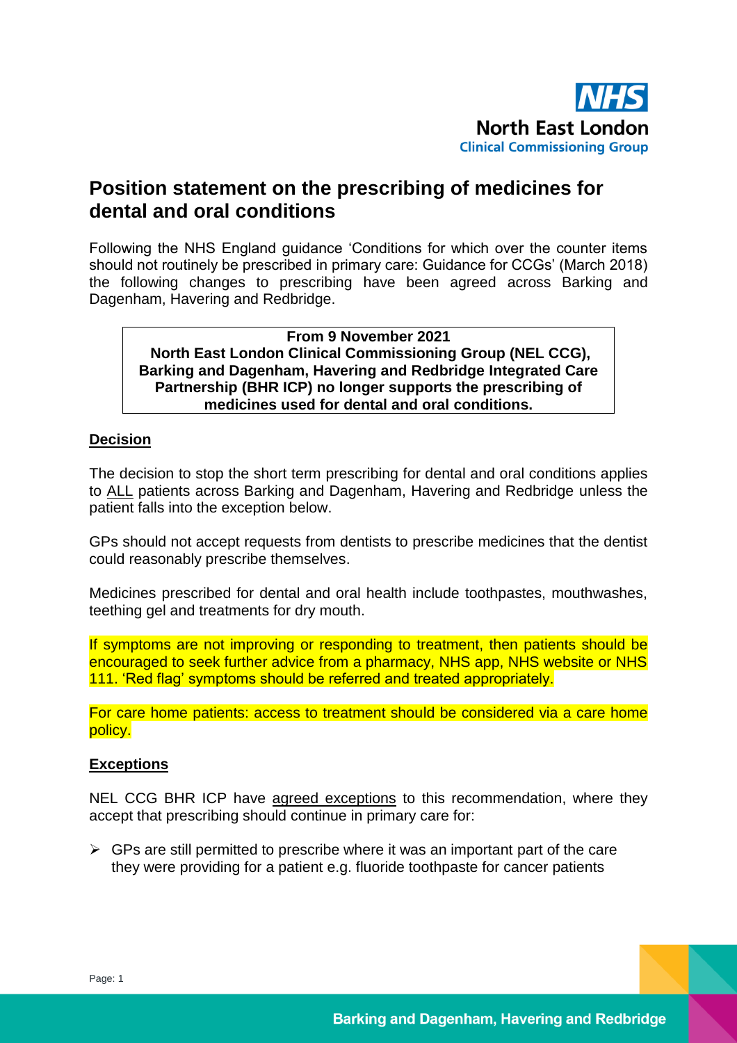NHS
North East London
Clinical Commissioning Group

# Position statement on the prescribing of medicines for dental and oral conditions

Following the NHS England guidance 'Conditions for which over the counter items should not routinely be prescribed in primary care: Guidance for CCGs' (March 2018) the following changes to prescribing have been agreed across Barking and Dagenham, Havering and Redbridge.

> **From 9 November 2021**
> **North East London Clinical Commissioning Group (NEL CCG), Barking and Dagenham, Havering and Redbridge Integrated Care Partnership (BHR ICP) no longer supports the prescribing of medicines used for dental and oral conditions.**

## Decision

The decision to stop the short term prescribing for dental and oral conditions applies to ALL patients across Barking and Dagenham, Havering and Redbridge unless the patient falls into the exception below.

GPs should not accept requests from dentists to prescribe medicines that the dentist could reasonably prescribe themselves.

Medicines prescribed for dental and oral health include toothpastes, mouthwashes, teething gel and treatments for dry mouth.

If symptoms are not improving or responding to treatment, then patients should be encouraged to seek further advice from a pharmacy, NHS app, NHS website or NHS 111. 'Red flag' symptoms should be referred and treated appropriately.

For care home patients: access to treatment should be considered via a care home policy.

## Exceptions

NEL CCG BHR ICP have agreed exceptions to this recommendation, where they accept that prescribing should continue in primary care for:

- GPs are still permitted to prescribe where it was an important part of the care they were providing for a patient e.g. fluoride toothpaste for cancer patients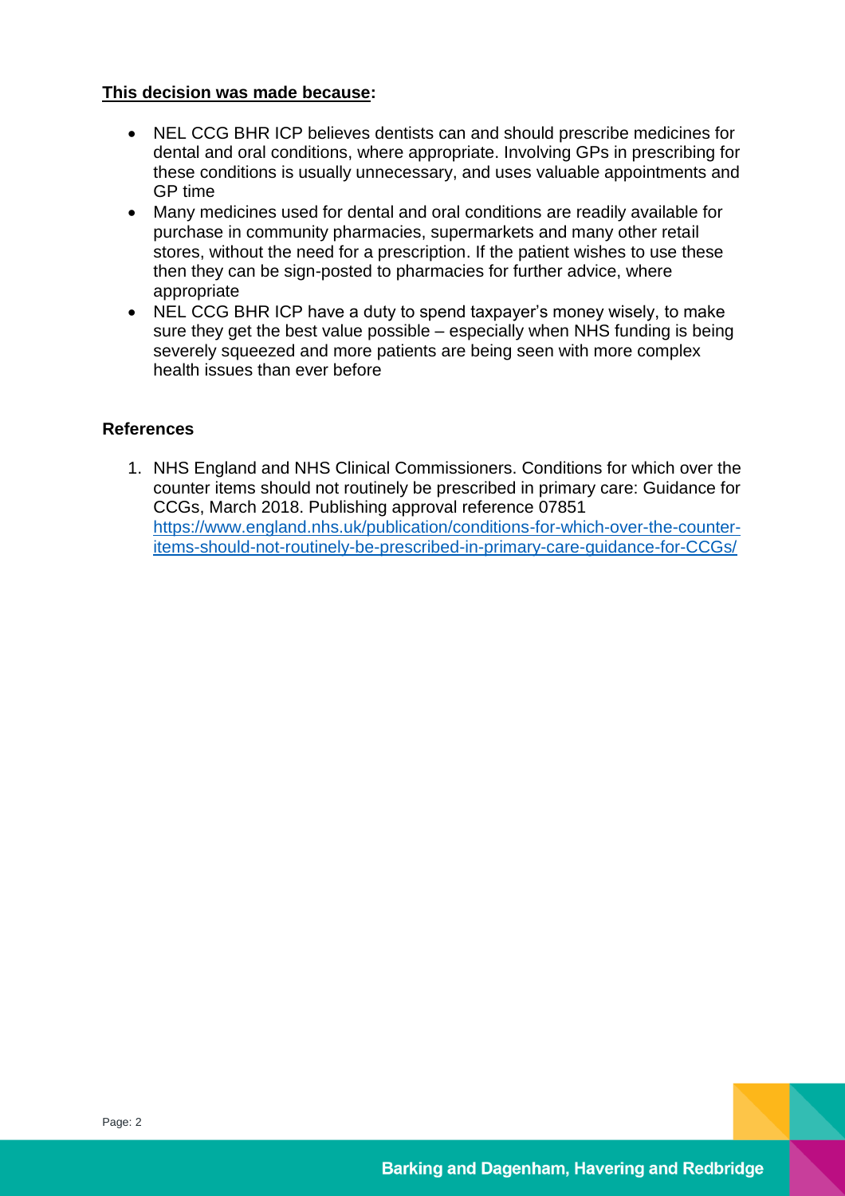**<u>This decision was made because</u>:**

- NEL CCG BHR ICP believes dentists can and should prescribe medicines for dental and oral conditions, where appropriate. Involving GPs in prescribing for these conditions is usually unnecessary, and uses valuable appointments and GP time
- Many medicines used for dental and oral conditions are readily available for purchase in community pharmacies, supermarkets and many other retail stores, without the need for a prescription. If the patient wishes to use these then they can be sign-posted to pharmacies for further advice, where appropriate
- NEL CCG BHR ICP have a duty to spend taxpayer's money wisely, to make sure they get the best value possible – especially when NHS funding is being severely squeezed and more patients are being seen with more complex health issues than ever before

## References

1. NHS England and NHS Clinical Commissioners. Conditions for which over the counter items should not routinely be prescribed in primary care: Guidance for CCGs, March 2018. Publishing approval reference 07851 https://www.england.nhs.uk/publication/conditions-for-which-over-the-counter-items-should-not-routinely-be-prescribed-in-primary-care-guidance-for-CCGs/